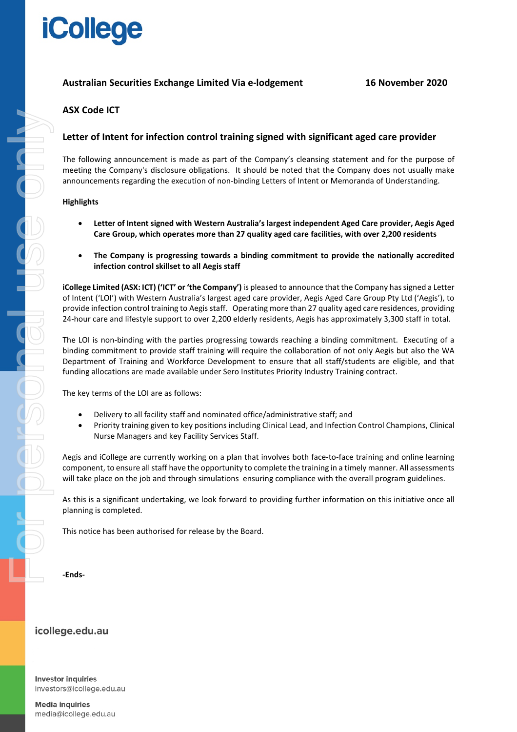# iCollege

**Australian Securities Exchange Limited Via e-lodgement** **16 November 2020**

**ASX Code ICT**

## Letter of Intent for infection control training signed with significant aged care provider

The following announcement is made as part of the Company's cleansing statement and for the purpose of meeting the Company's disclosure obligations. It should be noted that the Company does not usually make announcements regarding the execution of non-binding Letters of Intent or Memoranda of Understanding.

**Highlights**

- **Letter of Intent signed with Western Australia's largest independent Aged Care provider, Aegis Aged Care Group, which operates more than 27 quality aged care facilities, with over 2,200 residents**
- **The Company is progressing towards a binding commitment to provide the nationally accredited infection control skillset to all Aegis staff**

**iCollege Limited (ASX: ICT) ('ICT' or 'the Company')** is pleased to announce that the Company has signed a Letter of Intent ('LOI') with Western Australia's largest aged care provider, Aegis Aged Care Group Pty Ltd ('Aegis'), to provide infection control training to Aegis staff. Operating more than 27 quality aged care residences, providing 24-hour care and lifestyle support to over 2,200 elderly residents, Aegis has approximately 3,300 staff in total.

The LOI is non-binding with the parties progressing towards reaching a binding commitment. Executing of a binding commitment to provide staff training will require the collaboration of not only Aegis but also the WA Department of Training and Workforce Development to ensure that all staff/students are eligible, and that funding allocations are made available under Sero Institutes Priority Industry Training contract.

The key terms of the LOI are as follows:

- Delivery to all facility staff and nominated office/administrative staff; and
- Priority training given to key positions including Clinical Lead, and Infection Control Champions, Clinical Nurse Managers and key Facility Services Staff.

Aegis and iCollege are currently working on a plan that involves both face-to-face training and online learning component, to ensure all staff have the opportunity to complete the training in a timely manner. All assessments will take place on the job and through simulations ensuring compliance with the overall program guidelines.

As this is a significant undertaking, we look forward to providing further information on this initiative once all planning is completed.

This notice has been authorised for release by the Board.

**-Ends-**

icollege.edu.au

**Investor inquiries**
investors@icollege.edu.au

**Media inquiries**
media@icollege.edu.au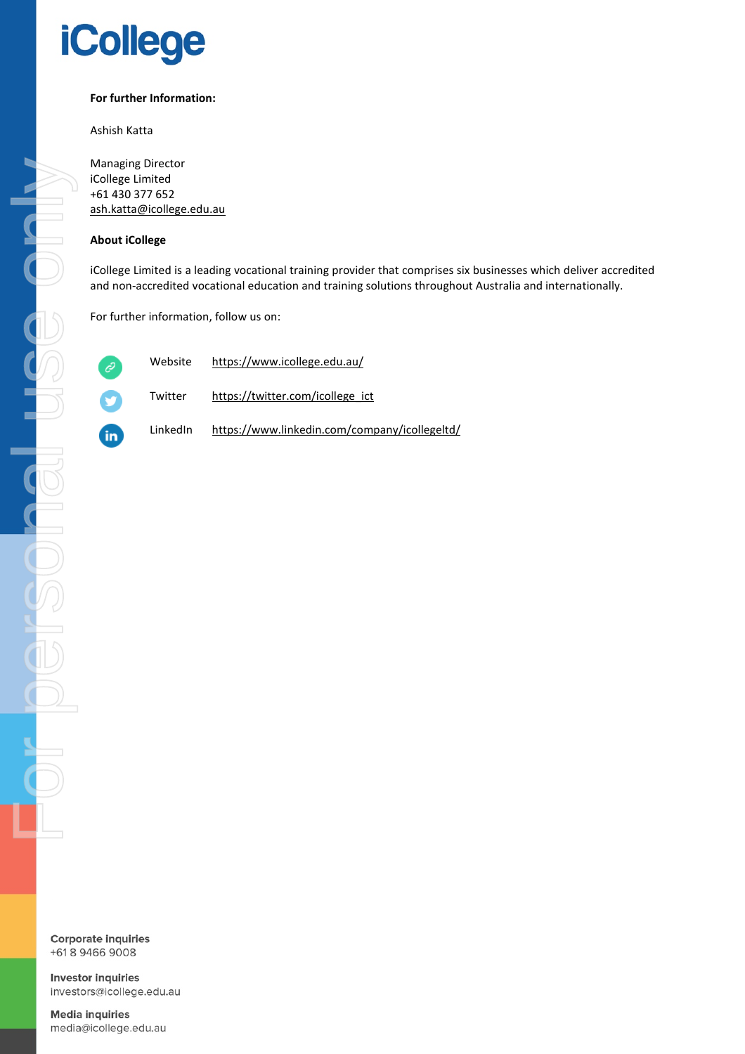**For further Information:**

Ashish Katta

Managing Director
iCollege Limited
+61 430 377 652
ash.katta@icollege.edu.au

**About iCollege**

iCollege Limited is a leading vocational training provider that comprises six businesses which deliver accredited and non-accredited vocational education and training solutions throughout Australia and internationally.

For further information, follow us on:

| | | |
|---|---|---|
| Website | https://www.icollege.edu.au/ |
| Twitter | https://twitter.com/icollege_ict |
| LinkedIn | https://www.linkedin.com/company/icollegeltd/ |

**Corporate Inquiries**
+61 8 9466 9008

**Investor inquiries**
investors@icollege.edu.au

**Media inquiries**
media@icollege.edu.au